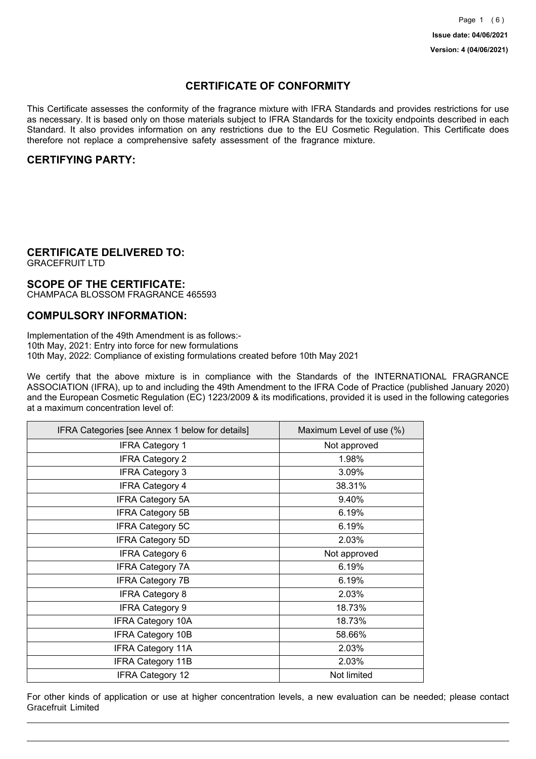**Issue date: 04/06/2021**

**Version: 4 (04/06/2021)**

# CERTIFICATE OF CONFORMITY

This Certificate assesses the conformity of the fragrance mixture with IFRA Standards and provides restrictions for use as necessary. It is based only on those materials subject to IFRA Standards for the toxicity endpoints described in each Standard. It also provides information on any restrictions due to the EU Cosmetic Regulation. This Certificate does therefore not replace a comprehensive safety assessment of the fragrance mixture.

## CERTIFYING PARTY:

## CERTIFICATE DELIVERED TO:

GRACEFRUIT LTD

## SCOPE OF THE CERTIFICATE:

CHAMPACA BLOSSOM FRAGRANCE 465593

## COMPULSORY INFORMATION:

Implementation of the 49th Amendment is as follows:-
10th May, 2021: Entry into force for new formulations
10th May, 2022: Compliance of existing formulations created before 10th May 2021

We certify that the above mixture is in compliance with the Standards of the INTERNATIONAL FRAGRANCE ASSOCIATION (IFRA), up to and including the 49th Amendment to the IFRA Code of Practice (published January 2020) and the European Cosmetic Regulation (EC) 1223/2009 & its modifications, provided it is used in the following categories at a maximum concentration level of:

| IFRA Categories [see Annex 1 below for details] | Maximum Level of use (%) |
| --- | --- |
| IFRA Category 1 | Not approved |
| IFRA Category 2 | 1.98% |
| IFRA Category 3 | 3.09% |
| IFRA Category 4 | 38.31% |
| IFRA Category 5A | 9.40% |
| IFRA Category 5B | 6.19% |
| IFRA Category 5C | 6.19% |
| IFRA Category 5D | 2.03% |
| IFRA Category 6 | Not approved |
| IFRA Category 7A | 6.19% |
| IFRA Category 7B | 6.19% |
| IFRA Category 8 | 2.03% |
| IFRA Category 9 | 18.73% |
| IFRA Category 10A | 18.73% |
| IFRA Category 10B | 58.66% |
| IFRA Category 11A | 2.03% |
| IFRA Category 11B | 2.03% |
| IFRA Category 12 | Not limited |

For other kinds of application or use at higher concentration levels, a new evaluation can be needed; please contact Gracefruit Limited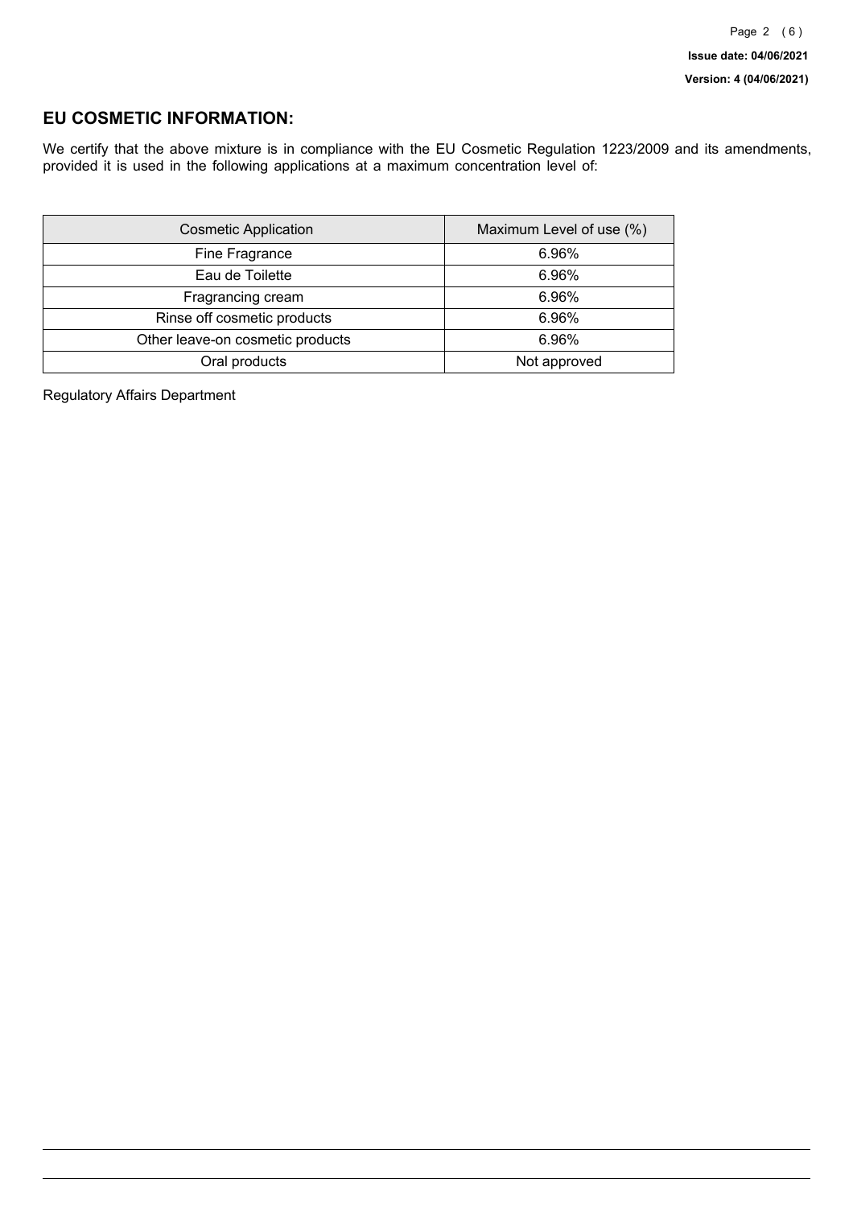## EU COSMETIC INFORMATION:

We certify that the above mixture is in compliance with the EU Cosmetic Regulation 1223/2009 and its amendments, provided it is used in the following applications at a maximum concentration level of:

| Cosmetic Application | Maximum Level of use (%) |
| --- | --- |
| Fine Fragrance | 6.96% |
| Eau de Toilette | 6.96% |
| Fragrancing cream | 6.96% |
| Rinse off cosmetic products | 6.96% |
| Other leave-on cosmetic products | 6.96% |
| Oral products | Not approved |

Regulatory Affairs Department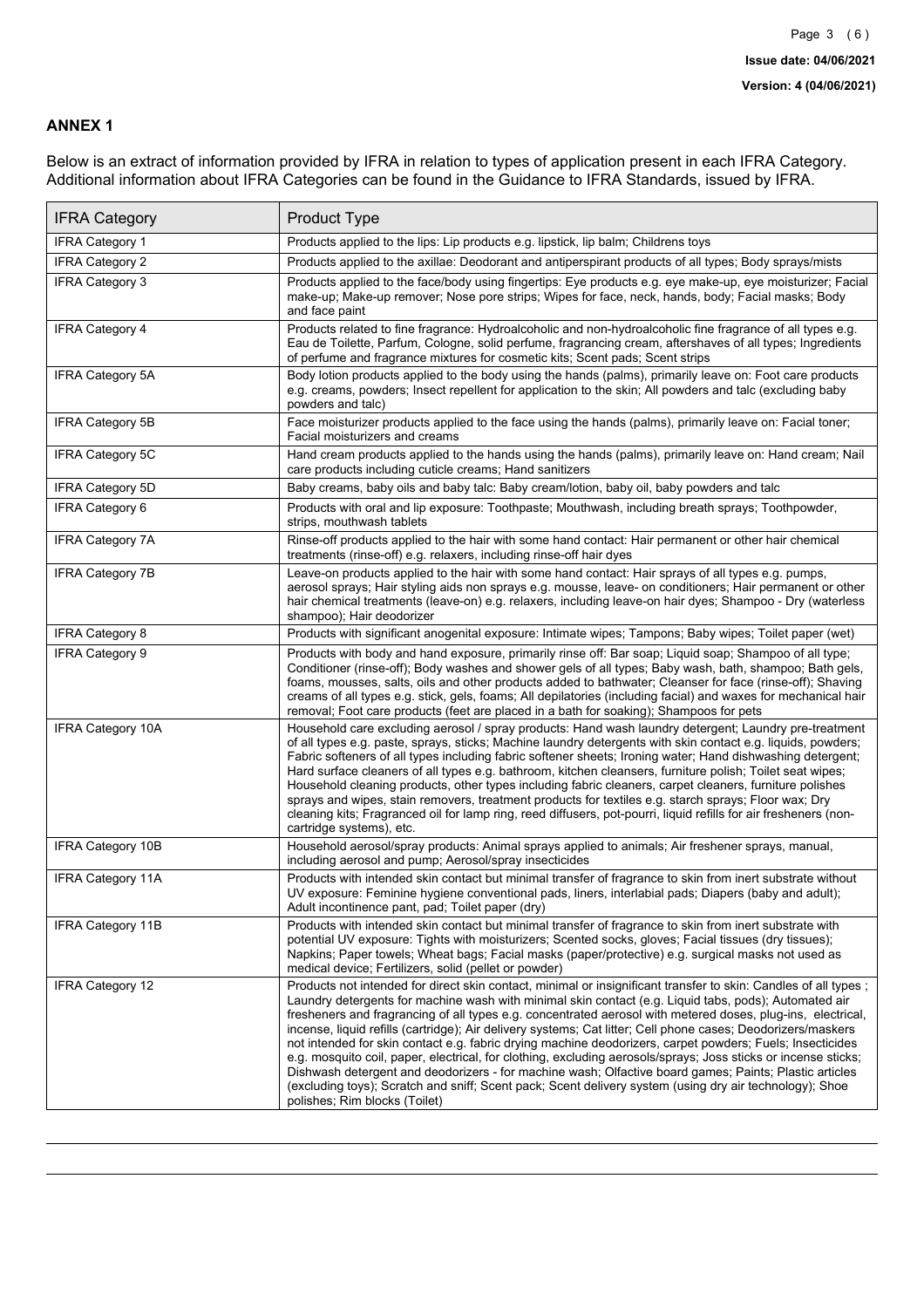## ANNEX 1

Below is an extract of information provided by IFRA in relation to types of application present in each IFRA Category. Additional information about IFRA Categories can be found in the Guidance to IFRA Standards, issued by IFRA.

| IFRA Category | Product Type |
|---|---|
| IFRA Category 1 | Products applied to the lips: Lip products e.g. lipstick, lip balm; Childrens toys |
| IFRA Category 2 | Products applied to the axillae: Deodorant and antiperspirant products of all types; Body sprays/mists |
| IFRA Category 3 | Products applied to the face/body using fingertips: Eye products e.g. eye make-up, eye moisturizer; Facial make-up; Make-up remover; Nose pore strips; Wipes for face, neck, hands, body; Facial masks; Body and face paint |
| IFRA Category 4 | Products related to fine fragrance: Hydroalcoholic and non-hydroalcoholic fine fragrance of all types e.g. Eau de Toilette, Parfum, Cologne, solid perfume, fragrancing cream, aftershaves of all types; Ingredients of perfume and fragrance mixtures for cosmetic kits; Scent pads; Scent strips |
| IFRA Category 5A | Body lotion products applied to the body using the hands (palms), primarily leave on: Foot care products e.g. creams, powders; Insect repellent for application to the skin; All powders and talc (excluding baby powders and talc) |
| IFRA Category 5B | Face moisturizer products applied to the face using the hands (palms), primarily leave on: Facial toner; Facial moisturizers and creams |
| IFRA Category 5C | Hand cream products applied to the hands using the hands (palms), primarily leave on: Hand cream; Nail care products including cuticle creams; Hand sanitizers |
| IFRA Category 5D | Baby creams, baby oils and baby talc: Baby cream/lotion, baby oil, baby powders and talc |
| IFRA Category 6 | Products with oral and lip exposure: Toothpaste; Mouthwash, including breath sprays; Toothpowder, strips, mouthwash tablets |
| IFRA Category 7A | Rinse-off products applied to the hair with some hand contact: Hair permanent or other hair chemical treatments (rinse-off) e.g. relaxers, including rinse-off hair dyes |
| IFRA Category 7B | Leave-on products applied to the hair with some hand contact: Hair sprays of all types e.g. pumps, aerosol sprays; Hair styling aids non sprays e.g. mousse, leave- on conditioners; Hair permanent or other hair chemical treatments (leave-on) e.g. relaxers, including leave-on hair dyes; Shampoo - Dry (waterless shampoo); Hair deodorizer |
| IFRA Category 8 | Products with significant anogenital exposure: Intimate wipes; Tampons; Baby wipes; Toilet paper (wet) |
| IFRA Category 9 | Products with body and hand exposure, primarily rinse off: Bar soap; Liquid soap; Shampoo of all type; Conditioner (rinse-off); Body washes and shower gels of all types; Baby wash, bath, shampoo; Bath gels, foams, mousses, salts, oils and other products added to bathwater; Cleanser for face (rinse-off); Shaving creams of all types e.g. stick, gels, foams; All depilatories (including facial) and waxes for mechanical hair removal; Foot care products (feet are placed in a bath for soaking); Shampoos for pets |
| IFRA Category 10A | Household care excluding aerosol / spray products: Hand wash laundry detergent; Laundry pre-treatment of all types e.g. paste, sprays, sticks; Machine laundry detergents with skin contact e.g. liquids, powders; Fabric softeners of all types including fabric softener sheets; Ironing water; Hand dishwashing detergent; Hard surface cleaners of all types e.g. bathroom, kitchen cleansers, furniture polish; Toilet seat wipes; Household cleaning products, other types including fabric cleaners, carpet cleaners, furniture polishes sprays and wipes, stain removers, treatment products for textiles e.g. starch sprays; Floor wax; Dry cleaning kits; Fragranced oil for lamp ring, reed diffusers, pot-pourri, liquid refills for air fresheners (non-cartridge systems), etc. |
| IFRA Category 10B | Household aerosol/spray products: Animal sprays applied to animals; Air freshener sprays, manual, including aerosol and pump; Aerosol/spray insecticides |
| IFRA Category 11A | Products with intended skin contact but minimal transfer of fragrance to skin from inert substrate without UV exposure: Feminine hygiene conventional pads, liners, interlabial pads; Diapers (baby and adult); Adult incontinence pant, pad; Toilet paper (dry) |
| IFRA Category 11B | Products with intended skin contact but minimal transfer of fragrance to skin from inert substrate with potential UV exposure: Tights with moisturizers; Scented socks, gloves; Facial tissues (dry tissues); Napkins; Paper towels; Wheat bags; Facial masks (paper/protective) e.g. surgical masks not used as medical device; Fertilizers, solid (pellet or powder) |
| IFRA Category 12 | Products not intended for direct skin contact, minimal or insignificant transfer to skin: Candles of all types ; Laundry detergents for machine wash with minimal skin contact (e.g. Liquid tabs, pods); Automated air fresheners and fragrancing of all types e.g. concentrated aerosol with metered doses, plug-ins, electrical, incense, liquid refills (cartridge); Air delivery systems; Cat litter; Cell phone cases; Deodorizers/maskers not intended for skin contact e.g. fabric drying machine deodorizers, carpet powders; Fuels; Insecticides e.g. mosquito coil, paper, electrical, for clothing, excluding aerosols/sprays; Joss sticks or incense sticks; Dishwash detergent and deodorizers - for machine wash; Olfactive board games; Paints; Plastic articles (excluding toys); Scratch and sniff; Scent pack; Scent delivery system (using dry air technology); Shoe polishes; Rim blocks (Toilet) |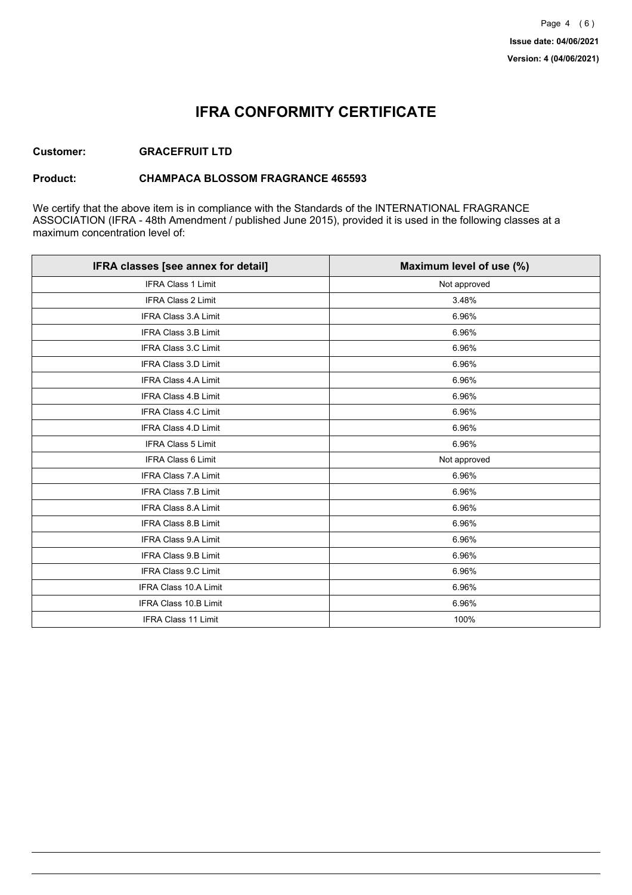Issue date: 04/06/2021

Version: 4 (04/06/2021)

# IFRA CONFORMITY CERTIFICATE

**Customer:** **GRACEFRUIT LTD**

**Product:** **CHAMPACA BLOSSOM FRAGRANCE 465593**

We certify that the above item is in compliance with the Standards of the INTERNATIONAL FRAGRANCE ASSOCIATION (IFRA - 48th Amendment / published June 2015), provided it is used in the following classes at a maximum concentration level of:

| IFRA classes [see annex for detail] | Maximum level of use (%) |
|---|---|
| IFRA Class 1 Limit | Not approved |
| IFRA Class 2 Limit | 3.48% |
| IFRA Class 3.A Limit | 6.96% |
| IFRA Class 3.B Limit | 6.96% |
| IFRA Class 3.C Limit | 6.96% |
| IFRA Class 3.D Limit | 6.96% |
| IFRA Class 4.A Limit | 6.96% |
| IFRA Class 4.B Limit | 6.96% |
| IFRA Class 4.C Limit | 6.96% |
| IFRA Class 4.D Limit | 6.96% |
| IFRA Class 5 Limit | 6.96% |
| IFRA Class 6 Limit | Not approved |
| IFRA Class 7.A Limit | 6.96% |
| IFRA Class 7.B Limit | 6.96% |
| IFRA Class 8.A Limit | 6.96% |
| IFRA Class 8.B Limit | 6.96% |
| IFRA Class 9.A Limit | 6.96% |
| IFRA Class 9.B Limit | 6.96% |
| IFRA Class 9.C Limit | 6.96% |
| IFRA Class 10.A Limit | 6.96% |
| IFRA Class 10.B Limit | 6.96% |
| IFRA Class 11 Limit | 100% |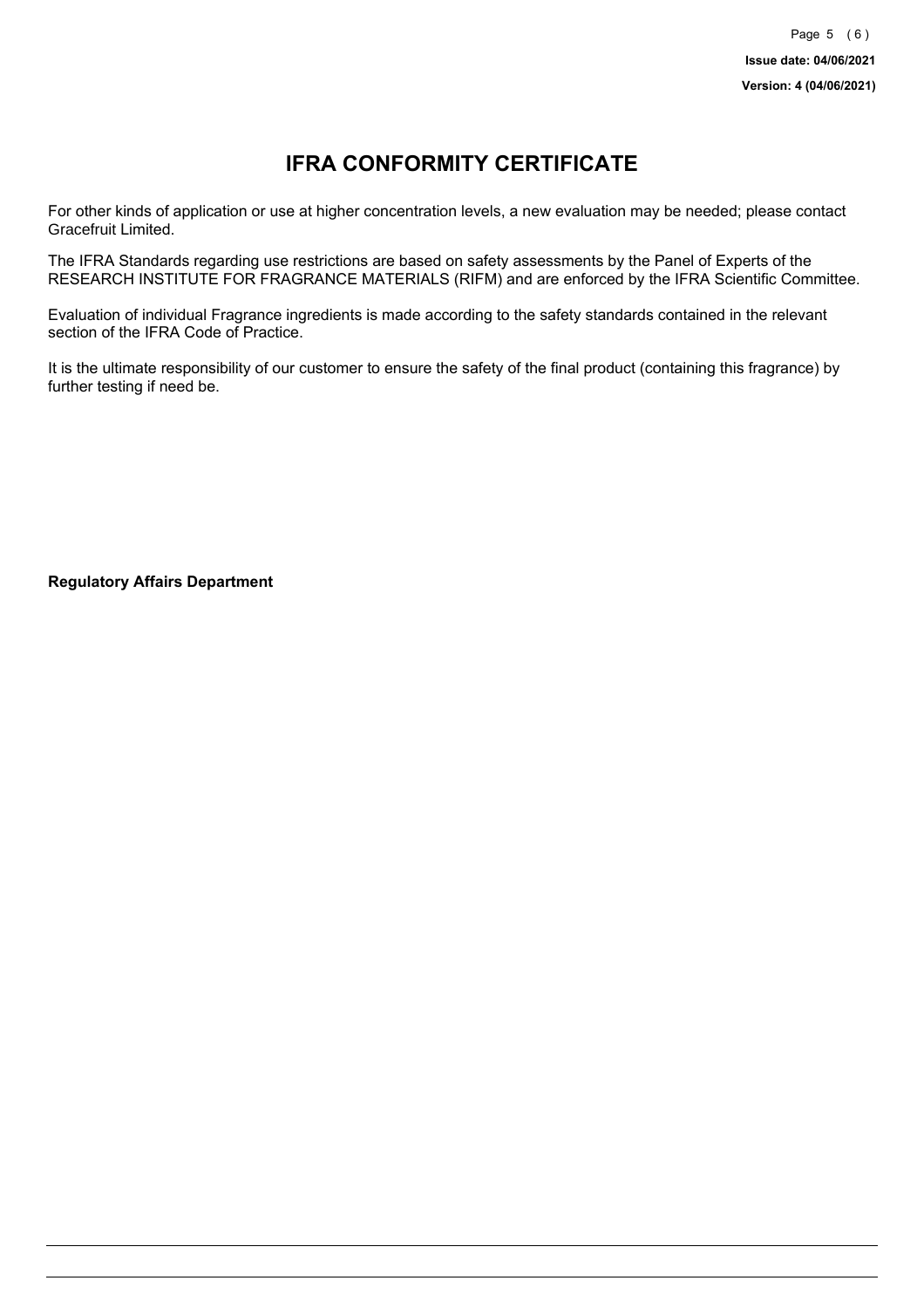# IFRA CONFORMITY CERTIFICATE

For other kinds of application or use at higher concentration levels, a new evaluation may be needed; please contact Gracefruit Limited.

The IFRA Standards regarding use restrictions are based on safety assessments by the Panel of Experts of the RESEARCH INSTITUTE FOR FRAGRANCE MATERIALS (RIFM) and are enforced by the IFRA Scientific Committee.

Evaluation of individual Fragrance ingredients is made according to the safety standards contained in the relevant section of the IFRA Code of Practice.

It is the ultimate responsibility of our customer to ensure the safety of the final product (containing this fragrance) by further testing if need be.

**Regulatory Affairs Department**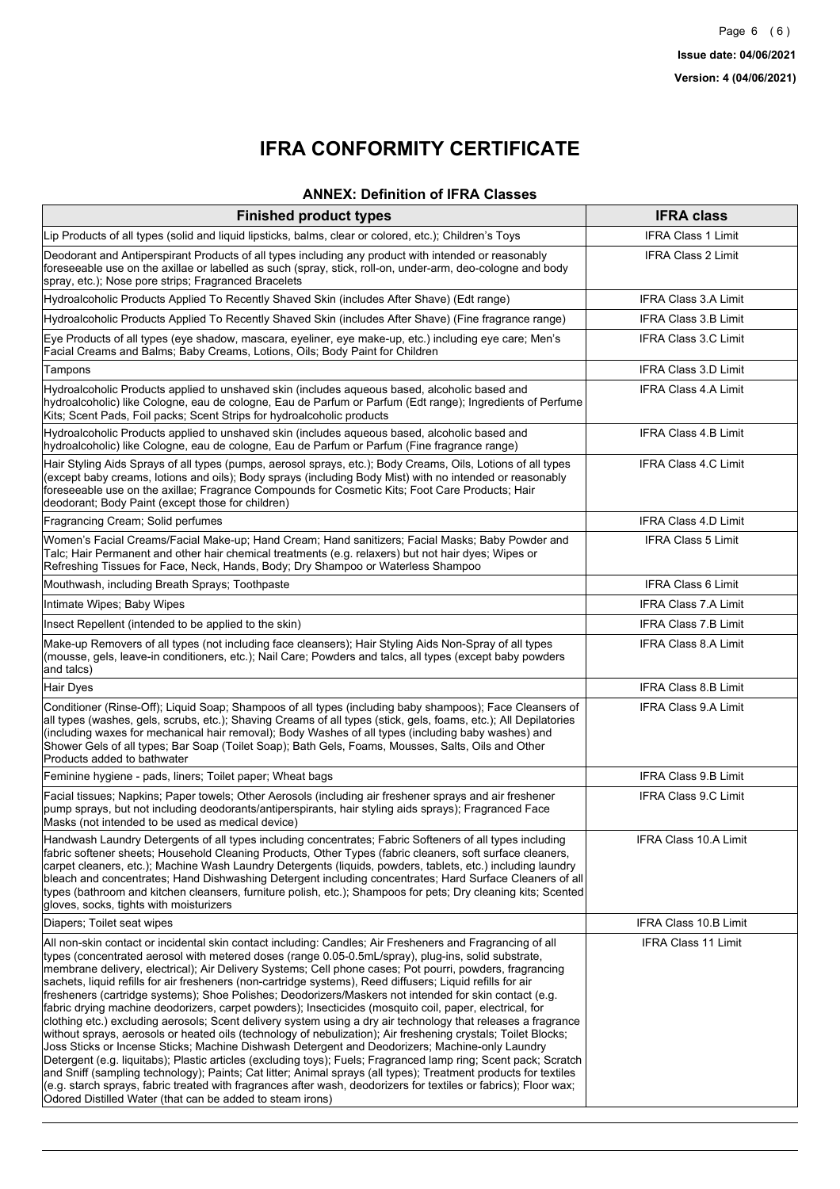# IFRA CONFORMITY CERTIFICATE

### ANNEX: Definition of IFRA Classes

| Finished product types | IFRA class |
| --- | --- |
| Lip Products of all types (solid and liquid lipsticks, balms, clear or colored, etc.); Children's Toys | IFRA Class 1 Limit |
| Deodorant and Antiperspirant Products of all types including any product with intended or reasonably foreseeable use on the axillae or labelled as such (spray, stick, roll-on, under-arm, deo-cologne and body spray, etc.); Nose pore strips; Fragranced Bracelets | IFRA Class 2 Limit |
| Hydroalcoholic Products Applied To Recently Shaved Skin (includes After Shave) (Edt range) | IFRA Class 3.A Limit |
| Hydroalcoholic Products Applied To Recently Shaved Skin (includes After Shave) (Fine fragrance range) | IFRA Class 3.B Limit |
| Eye Products of all types (eye shadow, mascara, eyeliner, eye make-up, etc.) including eye care; Men's Facial Creams and Balms; Baby Creams, Lotions, Oils; Body Paint for Children | IFRA Class 3.C Limit |
| Tampons | IFRA Class 3.D Limit |
| Hydroalcoholic Products applied to unshaved skin (includes aqueous based, alcoholic based and hydroalcoholic) like Cologne, eau de cologne, Eau de Parfum or Parfum (Edt range); Ingredients of Perfume Kits; Scent Pads, Foil packs; Scent Strips for hydroalcoholic products | IFRA Class 4.A Limit |
| Hydroalcoholic Products applied to unshaved skin (includes aqueous based, alcoholic based and hydroalcoholic) like Cologne, eau de cologne, Eau de Parfum or Parfum (Fine fragrance range) | IFRA Class 4.B Limit |
| Hair Styling Aids Sprays of all types (pumps, aerosol sprays, etc.); Body Creams, Oils, Lotions of all types (except baby creams, lotions and oils); Body sprays (including Body Mist) with no intended or reasonably foreseeable use on the axillae; Fragrance Compounds for Cosmetic Kits; Foot Care Products; Hair deodorant; Body Paint (except those for children) | IFRA Class 4.C Limit |
| Fragrancing Cream; Solid perfumes | IFRA Class 4.D Limit |
| Women's Facial Creams/Facial Make-up; Hand Cream; Hand sanitizers; Facial Masks; Baby Powder and Talc; Hair Permanent and other hair chemical treatments (e.g. relaxers) but not hair dyes; Wipes or Refreshing Tissues for Face, Neck, Hands, Body; Dry Shampoo or Waterless Shampoo | IFRA Class 5 Limit |
| Mouthwash, including Breath Sprays; Toothpaste | IFRA Class 6 Limit |
| Intimate Wipes; Baby Wipes | IFRA Class 7.A Limit |
| Insect Repellent (intended to be applied to the skin) | IFRA Class 7.B Limit |
| Make-up Removers of all types (not including face cleansers); Hair Styling Aids Non-Spray of all types (mousse, gels, leave-in conditioners, etc.); Nail Care; Powders and talcs, all types (except baby powders and talcs) | IFRA Class 8.A Limit |
| Hair Dyes | IFRA Class 8.B Limit |
| Conditioner (Rinse-Off); Liquid Soap; Shampoos of all types (including baby shampoos); Face Cleansers of all types (washes, gels, scrubs, etc.); Shaving Creams of all types (stick, gels, foams, etc.); All Depilatories (including waxes for mechanical hair removal); Body Washes of all types (including baby washes) and Shower Gels of all types; Bar Soap (Toilet Soap); Bath Gels, Foams, Mousses, Salts, Oils and Other Products added to bathwater | IFRA Class 9.A Limit |
| Feminine hygiene - pads, liners; Toilet paper; Wheat bags | IFRA Class 9.B Limit |
| Facial tissues; Napkins; Paper towels; Other Aerosols (including air freshener sprays and air freshener pump sprays, but not including deodorants/antiperspirants, hair styling aids sprays); Fragranced Face Masks (not intended to be used as medical device) | IFRA Class 9.C Limit |
| Handwash Laundry Detergents of all types including concentrates; Fabric Softeners of all types including fabric softener sheets; Household Cleaning Products, Other Types (fabric cleaners, soft surface cleaners, carpet cleaners, etc.); Machine Wash Laundry Detergents (liquids, powders, tablets, etc.) including laundry bleach and concentrates; Hand Dishwashing Detergent including concentrates; Hard Surface Cleaners of all types (bathroom and kitchen cleansers, furniture polish, etc.); Shampoos for pets; Dry cleaning kits; Scented gloves, socks, tights with moisturizers | IFRA Class 10.A Limit |
| Diapers; Toilet seat wipes | IFRA Class 10.B Limit |
| All non-skin contact or incidental skin contact including: Candles; Air Fresheners and Fragrancing of all types (concentrated aerosol with metered doses (range 0.05-0.5mL/spray), plug-ins, solid substrate, membrane delivery, electrical); Air Delivery Systems; Cell phone cases; Pot pourri, powders, fragrancing sachets, liquid refills for air fresheners (non-cartridge systems), Reed diffusers; Liquid refills for air fresheners (cartridge systems); Shoe Polishes; Deodorizers/Maskers not intended for skin contact (e.g. fabric drying machine deodorizers, carpet powders); Insecticides (mosquito coil, paper, electrical, for clothing etc.) excluding aerosols; Scent delivery system using a dry air technology that releases a fragrance without sprays, aerosols or heated oils (technology of nebulization); Air freshening crystals; Toilet Blocks; Joss Sticks or Incense Sticks; Machine Dishwash Detergent and Deodorizers; Machine-only Laundry Detergent (e.g. liquitabs); Plastic articles (excluding toys); Fuels; Fragranced lamp ring; Scent pack; Scratch and Sniff (sampling technology); Paints; Cat litter; Animal sprays (all types); Treatment products for textiles (e.g. starch sprays, fabric treated with fragrances after wash, deodorizers for textiles or fabrics); Floor wax; Odored Distilled Water (that can be added to steam irons) | IFRA Class 11 Limit |